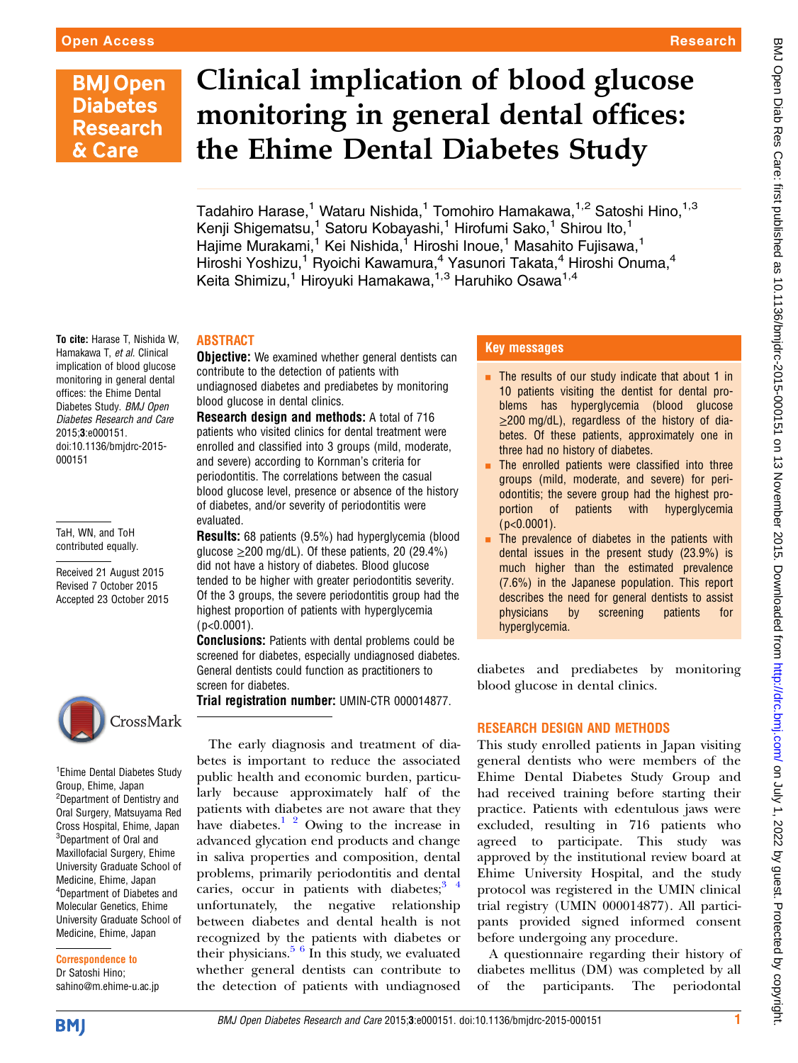Open Access | Research

# Clinical implication of blood glucose monitoring in general dental offices: the Ehime Dental Diabetes Study

Tadahiro Harase,[1] Wataru Nishida,[1] Tomohiro Hamakawa,[1,2] Satoshi Hino,[1,3] Kenji Shigematsu,[1] Satoru Kobayashi,[1] Hirofumi Sako,[1] Shirou Ito,[1] Hajime Murakami,[1] Kei Nishida,[1] Hiroshi Inoue,[1] Masahito Fujisawa,[1] Hiroshi Yoshizu,[1] Ryoichi Kawamura,[4] Yasunori Takata,[4] Hiroshi Onuma,[4] Keita Shimizu,[1] Hiroyuki Hamakawa,[1,3] Haruhiko Osawa[1,4]

**To cite:** Harase T, Nishida W, Hamakawa T, *et al.* Clinical implication of blood glucose monitoring in general dental offices: the Ehime Dental Diabetes Study. *BMJ Open Diabetes Research and Care* 2015;**3**:e000151. doi:10.1136/bmjdrc-2015-000151

TaH, WN, and ToH contributed equally.

Received 21 August 2015
Revised 7 October 2015
Accepted 23 October 2015

[1]Ehime Dental Diabetes Study Group, Ehime, Japan
[2]Department of Dentistry and Oral Surgery, Matsuyama Red Cross Hospital, Ehime, Japan
[3]Department of Oral and Maxillofacial Surgery, Ehime University Graduate School of Medicine, Ehime, Japan
[4]Department of Diabetes and Molecular Genetics, Ehime University Graduate School of Medicine, Ehime, Japan

**Correspondence to**
Dr Satoshi Hino;
sahino@m.ehime-u.ac.jp

## ABSTRACT

**Objective:** We examined whether general dentists can contribute to the detection of patients with undiagnosed diabetes and prediabetes by monitoring blood glucose in dental clinics.

**Research design and methods:** A total of 716 patients who visited clinics for dental treatment were enrolled and classified into 3 groups (mild, moderate, and severe) according to Kornman's criteria for periodontitis. The correlations between the casual blood glucose level, presence or absence of the history of diabetes, and/or severity of periodontitis were evaluated.

**Results:** 68 patients (9.5%) had hyperglycemia (blood glucose ≥200 mg/dL). Of these patients, 20 (29.4%) did not have a history of diabetes. Blood glucose tended to be higher with greater periodontitis severity. Of the 3 groups, the severe periodontitis group had the highest proportion of patients with hyperglycemia ($p<0.0001$).

**Conclusions:** Patients with dental problems could be screened for diabetes, especially undiagnosed diabetes. General dentists could function as practitioners to screen for diabetes.

**Trial registration number:** UMIN-CTR 000014877.

## Key messages

- The results of our study indicate that about 1 in 10 patients visiting the dentist for dental problems has hyperglycemia (blood glucose ≥200 mg/dL), regardless of the history of diabetes. Of these patients, approximately one in three had no history of diabetes.
- The enrolled patients were classified into three groups (mild, moderate, and severe) for periodontitis; the severe group had the highest proportion of patients with hyperglycemia ($p<0.0001$).
- The prevalence of diabetes in the patients with dental issues in the present study (23.9%) is much higher than the estimated prevalence (7.6%) in the Japanese population. This report describes the need for general dentists to assist physicians by screening patients for hyperglycemia.

The early diagnosis and treatment of diabetes is important to reduce the associated public health and economic burden, particularly because approximately half of the patients with diabetes are not aware that they have diabetes.[1,2] Owing to the increase in advanced glycation end products and change in saliva properties and composition, dental problems, primarily periodontitis and dental caries, occur in patients with diabetes;[3,4] unfortunately, the negative relationship between diabetes and dental health is not recognized by the patients with diabetes or their physicians.[5,6] In this study, we evaluated whether general dentists can contribute to the detection of patients with undiagnosed diabetes and prediabetes by monitoring blood glucose in dental clinics.

## RESEARCH DESIGN AND METHODS

This study enrolled patients in Japan visiting general dentists who were members of the Ehime Dental Diabetes Study Group and had received training before starting their practice. Patients with edentulous jaws were excluded, resulting in 716 patients who agreed to participate. This study was approved by the institutional review board at Ehime University Hospital, and the study protocol was registered in the UMIN clinical trial registry (UMIN 000014877). All participants provided signed informed consent before undergoing any procedure.

A questionnaire regarding their history of diabetes mellitus (DM) was completed by all of the participants. The periodontal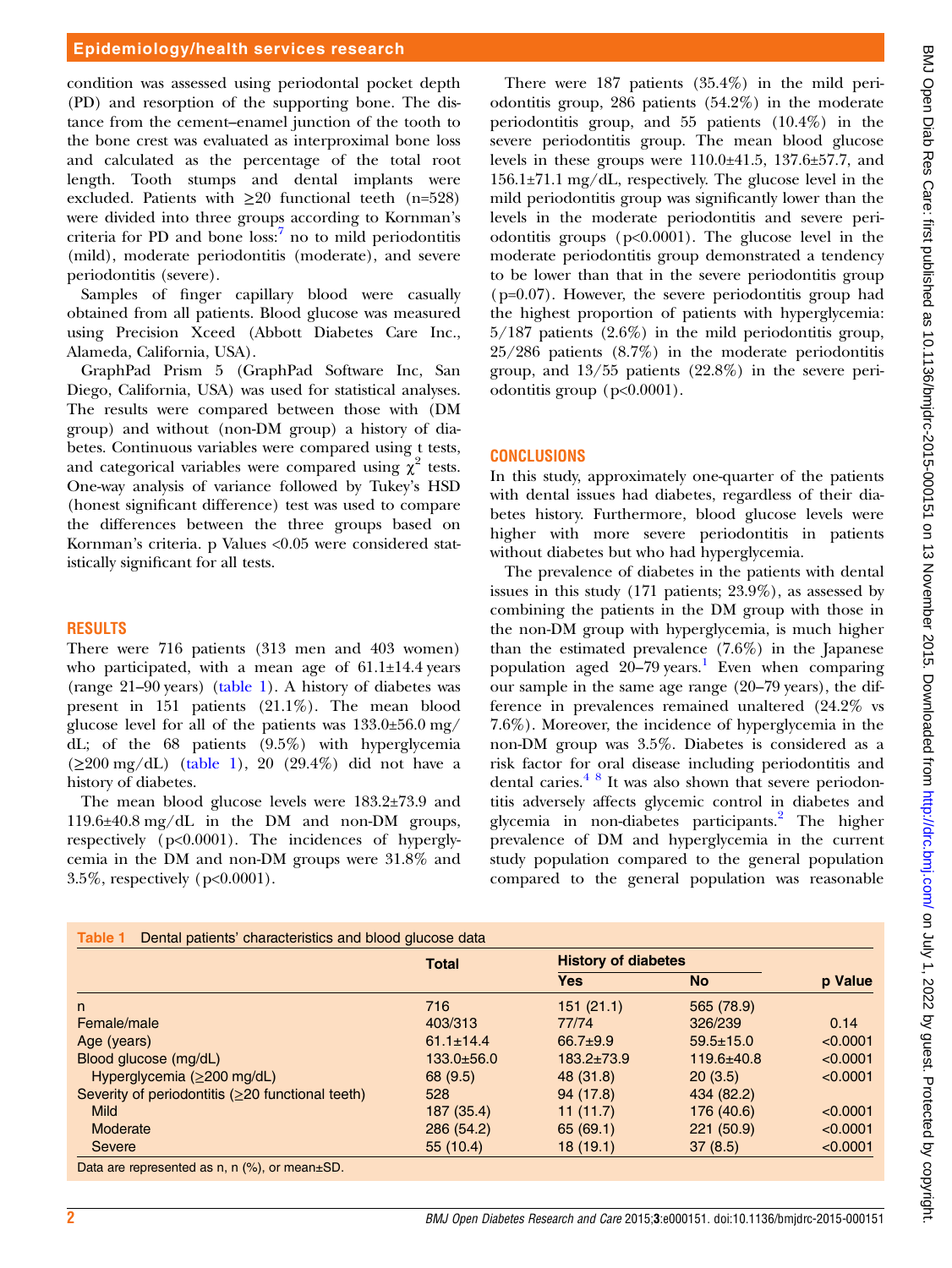condition was assessed using periodontal pocket depth (PD) and resorption of the supporting bone. The distance from the cement–enamel junction of the tooth to the bone crest was evaluated as interproximal bone loss and calculated as the percentage of the total root length. Tooth stumps and dental implants were excluded. Patients with ≥20 functional teeth (n=528) were divided into three groups according to Kornman's criteria for PD and bone loss:[7] no to mild periodontitis (mild), moderate periodontitis (moderate), and severe periodontitis (severe).

Samples of finger capillary blood were casually obtained from all patients. Blood glucose was measured using Precision Xceed (Abbott Diabetes Care Inc., Alameda, California, USA).

GraphPad Prism 5 (GraphPad Software Inc, San Diego, California, USA) was used for statistical analyses. The results were compared between those with (DM group) and without (non-DM group) a history of diabetes. Continuous variables were compared using t tests, and categorical variables were compared using $\chi^2$ tests. One-way analysis of variance followed by Tukey's HSD (honest significant difference) test was used to compare the differences between the three groups based on Kornman's criteria. p Values <0.05 were considered statistically significant for all tests.

## RESULTS

There were 716 patients (313 men and 403 women) who participated, with a mean age of 61.1±14.4 years (range 21–90 years) (table 1). A history of diabetes was present in 151 patients (21.1%). The mean blood glucose level for all of the patients was 133.0±56.0 mg/dL; of the 68 patients (9.5%) with hyperglycemia (≥200 mg/dL) (table 1), 20 (29.4%) did not have a history of diabetes.

The mean blood glucose levels were 183.2±73.9 and 119.6±40.8 mg/dL in the DM and non-DM groups, respectively (p<0.0001). The incidences of hyperglycemia in the DM and non-DM groups were 31.8% and 3.5%, respectively (p<0.0001).

There were 187 patients (35.4%) in the mild periodontitis group, 286 patients (54.2%) in the moderate periodontitis group, and 55 patients (10.4%) in the severe periodontitis group. The mean blood glucose levels in these groups were 110.0±41.5, 137.6±57.7, and 156.1±71.1 mg/dL, respectively. The glucose level in the mild periodontitis group was significantly lower than the levels in the moderate periodontitis and severe periodontitis groups (p<0.0001). The glucose level in the moderate periodontitis group demonstrated a tendency to be lower than that in the severe periodontitis group (p=0.07). However, the severe periodontitis group had the highest proportion of patients with hyperglycemia: 5/187 patients (2.6%) in the mild periodontitis group, 25/286 patients (8.7%) in the moderate periodontitis group, and 13/55 patients (22.8%) in the severe periodontitis group (p<0.0001).

## CONCLUSIONS

In this study, approximately one-quarter of the patients with dental issues had diabetes, regardless of their diabetes history. Furthermore, blood glucose levels were higher with more severe periodontitis in patients without diabetes but who had hyperglycemia.

The prevalence of diabetes in the patients with dental issues in this study (171 patients; 23.9%), as assessed by combining the patients in the DM group with those in the non-DM group with hyperglycemia, is much higher than the estimated prevalence (7.6%) in the Japanese population aged 20–79 years.[1] Even when comparing our sample in the same age range (20–79 years), the difference in prevalences remained unaltered (24.2% vs 7.6%). Moreover, the incidence of hyperglycemia in the non-DM group was 3.5%. Diabetes is considered as a risk factor for oral disease including periodontitis and dental caries.[4 8] It was also shown that severe periodontitis adversely affects glycemic control in diabetes and glycemia in non-diabetes participants.[2] The higher prevalence of DM and hyperglycemia in the current study population compared to the general population compared to the general population was reasonable

**Table 1** Dental patients' characteristics and blood glucose data

| | Total | History of diabetes | | p Value |
|---|---|---|---|---|
| | | Yes | No | |
| n | 716 | 151 (21.1) | 565 (78.9) | |
| Female/male | 403/313 | 77/74 | 326/239 | 0.14 |
| Age (years) | 61.1±14.4 | 66.7±9.9 | 59.5±15.0 | <0.0001 |
| Blood glucose (mg/dL) | 133.0±56.0 | 183.2±73.9 | 119.6±40.8 | <0.0001 |
| Hyperglycemia (≥200 mg/dL) | 68 (9.5) | 48 (31.8) | 20 (3.5) | <0.0001 |
| Severity of periodontitis (≥20 functional teeth) | 528 | 94 (17.8) | 434 (82.2) | |
| Mild | 187 (35.4) | 11 (11.7) | 176 (40.6) | <0.0001 |
| Moderate | 286 (54.2) | 65 (69.1) | 221 (50.9) | <0.0001 |
| Severe | 55 (10.4) | 18 (19.1) | 37 (8.5) | <0.0001 |

Data are represented as n, n (%), or mean±SD.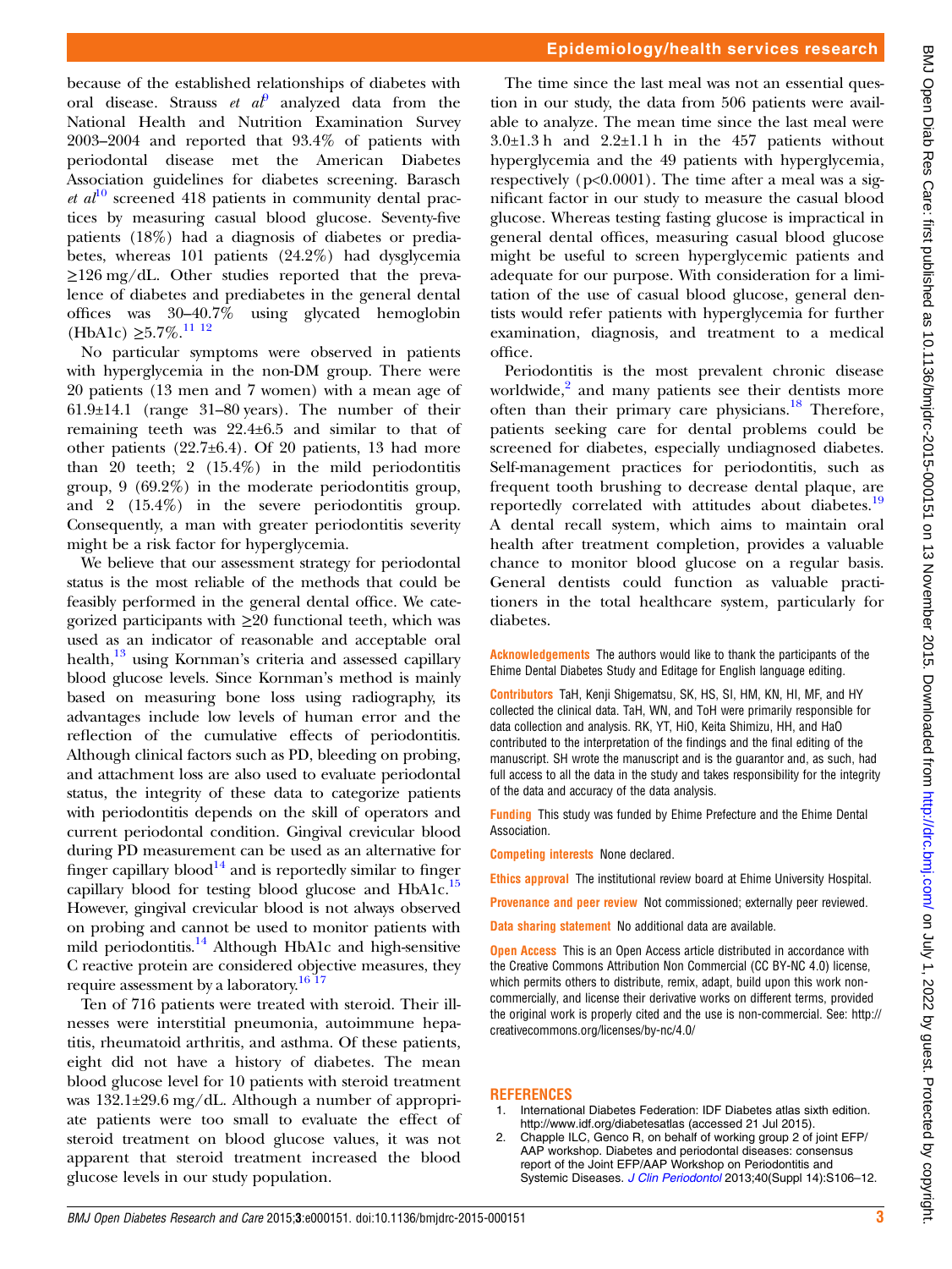because of the established relationships of diabetes with oral disease. Strauss *et al*[9] analyzed data from the National Health and Nutrition Examination Survey 2003–2004 and reported that 93.4% of patients with periodontal disease met the American Diabetes Association guidelines for diabetes screening. Barasch *et al*[10] screened 418 patients in community dental practices by measuring casual blood glucose. Seventy-five patients (18%) had a diagnosis of diabetes or prediabetes, whereas 101 patients (24.2%) had dysglycemia ≥126 mg/dL. Other studies reported that the prevalence of diabetes and prediabetes in the general dental offices was 30–40.7% using glycated hemoglobin (HbA1c) ≥5.7%.[11 12]

No particular symptoms were observed in patients with hyperglycemia in the non-DM group. There were 20 patients (13 men and 7 women) with a mean age of 61.9±14.1 (range 31–80 years). The number of their remaining teeth was 22.4±6.5 and similar to that of other patients (22.7±6.4). Of 20 patients, 13 had more than 20 teeth; 2 (15.4%) in the mild periodontitis group, 9 (69.2%) in the moderate periodontitis group, and 2 (15.4%) in the severe periodontitis group. Consequently, a man with greater periodontitis severity might be a risk factor for hyperglycemia.

We believe that our assessment strategy for periodontal status is the most reliable of the methods that could be feasibly performed in the general dental office. We categorized participants with ≥20 functional teeth, which was used as an indicator of reasonable and acceptable oral health,[13] using Kornman's criteria and assessed capillary blood glucose levels. Since Kornman's method is mainly based on measuring bone loss using radiography, its advantages include low levels of human error and the reflection of the cumulative effects of periodontitis. Although clinical factors such as PD, bleeding on probing, and attachment loss are also used to evaluate periodontal status, the integrity of these data to categorize patients with periodontitis depends on the skill of operators and current periodontal condition. Gingival crevicular blood during PD measurement can be used as an alternative for finger capillary blood[14] and is reportedly similar to finger capillary blood for testing blood glucose and HbA1c.[15] However, gingival crevicular blood is not always observed on probing and cannot be used to monitor patients with mild periodontitis.[14] Although HbA1c and high-sensitive C reactive protein are considered objective measures, they require assessment by a laboratory.[16 17]

Ten of 716 patients were treated with steroid. Their illnesses were interstitial pneumonia, autoimmune hepatitis, rheumatoid arthritis, and asthma. Of these patients, eight did not have a history of diabetes. The mean blood glucose level for 10 patients with steroid treatment was 132.1±29.6 mg/dL. Although a number of appropriate patients were too small to evaluate the effect of steroid treatment on blood glucose values, it was not apparent that steroid treatment increased the blood glucose levels in our study population.

The time since the last meal was not an essential question in our study, the data from 506 patients were available to analyze. The mean time since the last meal were 3.0±1.3 h and 2.2±1.1 h in the 457 patients without hyperglycemia and the 49 patients with hyperglycemia, respectively ($p<0.0001$). The time after a meal was a significant factor in our study to measure the casual blood glucose. Whereas testing fasting glucose is impractical in general dental offices, measuring casual blood glucose might be useful to screen hyperglycemic patients and adequate for our purpose. With consideration for a limitation of the use of casual blood glucose, general dentists would refer patients with hyperglycemia for further examination, diagnosis, and treatment to a medical office.

Periodontitis is the most prevalent chronic disease worldwide,[2] and many patients see their dentists more often than their primary care physicians.[18] Therefore, patients seeking care for dental problems could be screened for diabetes, especially undiagnosed diabetes. Self-management practices for periodontitis, such as frequent tooth brushing to decrease dental plaque, are reportedly correlated with attitudes about diabetes.[19] A dental recall system, which aims to maintain oral health after treatment completion, provides a valuable chance to monitor blood glucose on a regular basis. General dentists could function as valuable practitioners in the total healthcare system, particularly for diabetes.

**Acknowledgements** The authors would like to thank the participants of the Ehime Dental Diabetes Study and Editage for English language editing.

**Contributors** TaH, Kenji Shigematsu, SK, HS, SI, HM, KN, HI, MF, and HY collected the clinical data. TaH, WN, and ToH were primarily responsible for data collection and analysis. RK, YT, HiO, Keita Shimizu, HH, and HaO contributed to the interpretation of the findings and the final editing of the manuscript. SH wrote the manuscript and is the guarantor and, as such, had full access to all the data in the study and takes responsibility for the integrity of the data and accuracy of the data analysis.

**Funding** This study was funded by Ehime Prefecture and the Ehime Dental Association.

**Competing interests** None declared.

**Ethics approval** The institutional review board at Ehime University Hospital.

**Provenance and peer review** Not commissioned; externally peer reviewed.

**Data sharing statement** No additional data are available.

**Open Access** This is an Open Access article distributed in accordance with the Creative Commons Attribution Non Commercial (CC BY-NC 4.0) license, which permits others to distribute, remix, adapt, build upon this work non-commercially, and license their derivative works on different terms, provided the original work is properly cited and the use is non-commercial. See: http://creativecommons.org/licenses/by-nc/4.0/

## REFERENCES

1. International Diabetes Federation: IDF Diabetes atlas sixth edition. http://www.idf.org/diabetesatlas (accessed 21 Jul 2015).
2. Chapple ILC, Genco R, on behalf of working group 2 of joint EFP/AAP workshop. Diabetes and periodontal diseases: consensus report of the Joint EFP/AAP Workshop on Periodontitis and Systemic Diseases. *J Clin Periodontol* 2013;40(Suppl 14):S106–12.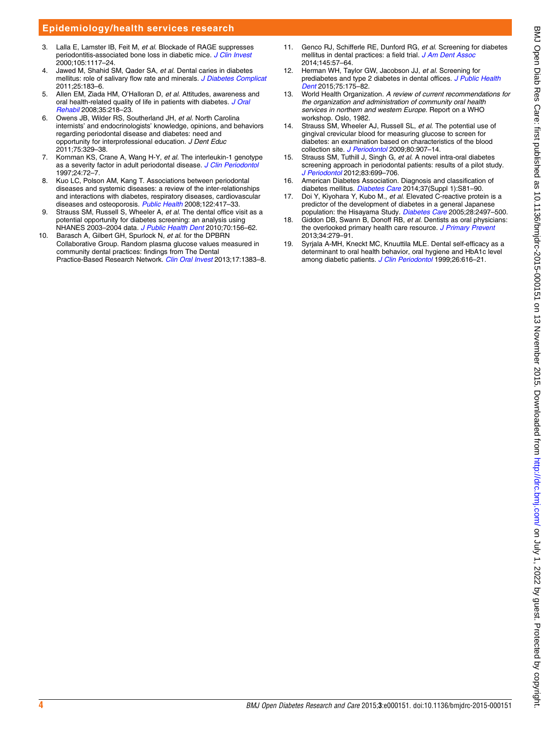3. Lalla E, Lamster IB, Feit M, *et al*. Blockade of RAGE suppresses periodontitis-associated bone loss in diabetic mice. *J Clin Invest* 2000;105:1117–24.
4. Jawed M, Shahid SM, Qader SA, *et al*. Dental caries in diabetes mellitus: role of salivary flow rate and minerals. *J Diabetes Complicat* 2011;25:183–6.
5. Allen EM, Ziada HM, O'Halloran D, *et al*. Attitudes, awareness and oral health-related quality of life in patients with diabetes. *J Oral Rehabil* 2008;35:218–23.
6. Owens JB, Wilder RS, Southerland JH, *et al*. North Carolina internists' and endocrinologists' knowledge, opinions, and behaviors regarding periodontal disease and diabetes: need and opportunity for interprofessional education. *J Dent Educ* 2011;75:329–38.
7. Kornman KS, Crane A, Wang H-Y, *et al*. The interleukin-1 genotype as a severity factor in adult periodontal disease. *J Clin Periodontol* 1997;24:72–7.
8. Kuo LC, Polson AM, Kang T. Associations between periodontal diseases and systemic diseases: a review of the inter-relationships and interactions with diabetes, respiratory diseases, cardiovascular diseases and osteoporosis. *Public Health* 2008;122:417–33.
9. Strauss SM, Russell S, Wheeler A, *et al*. The dental office visit as a potential opportunity for diabetes screening: an analysis using NHANES 2003–2004 data. *J Public Health Dent* 2010;70:156–62.
10. Barasch A, Gilbert GH, Spurlock N, *et al*. for the DPBRN Collaborative Group. Random plasma glucose values measured in community dental practices: findings from The Dental Practice-Based Research Network. *Clin Oral Invest* 2013;17:1383–8.
11. Genco RJ, Schifferle RE, Dunford RG, *et al*. Screening for diabetes mellitus in dental practices: a field trial. *J Am Dent Assoc* 2014;145:57–64.
12. Herman WH, Taylor GW, Jacobson JJ, *et al*. Screening for prediabetes and type 2 diabetes in dental offices. *J Public Health Dent* 2015;75:175–82.
13. World Health Organization. *A review of current recommendations for the organization and administration of community oral health services in northern and western Europe*. Report on a WHO workshop. Oslo, 1982.
14. Strauss SM, Wheeler AJ, Russell SL, *et al*. The potential use of gingival crevicular blood for measuring glucose to screen for diabetes: an examination based on characteristics of the blood collection site. *J Periodontol* 2009;80:907–14.
15. Strauss SM, Tuthill J, Singh G, *et al*. A novel intra-oral diabetes screening approach in periodontal patients: results of a pilot study. *J Periodontol* 2012;83:699–706.
16. American Diabetes Association. Diagnosis and classification of diabetes mellitus. *Diabetes Care* 2014;37(Suppl 1):S81–90.
17. Doi Y, Kiyohara Y, Kubo M., *et al*. Elevated C-reactive protein is a predictor of the development of diabetes in a general Japanese population: the Hisayama Study. *Diabetes Care* 2005;28:2497–500.
18. Giddon DB, Swann B, Donoff RB, *et al*. Dentists as oral physicians: the overlooked primary health care resource. *J Primary Prevent* 2013;34:279–91.
19. Syrjala A-MH, Kneckt MC, Knuuttila MLE. Dental self-efficacy as a determinant to oral health behavior, oral hygiene and HbA1c level among diabetic patients. *J Clin Periodontol* 1999;26:616–21.